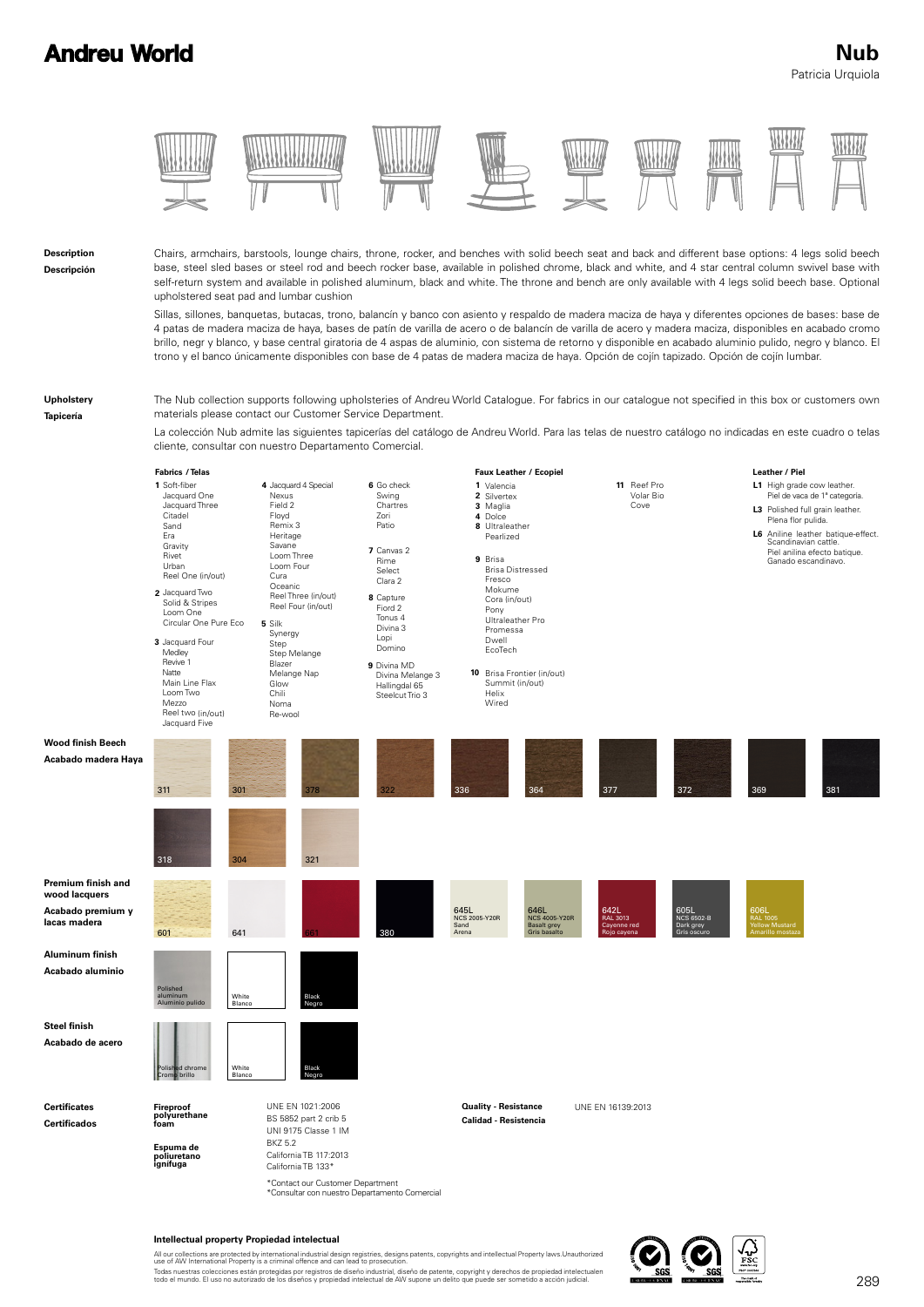# Andreu World

## Nub

Patricia Urquiola

**Description**
**Descripción**

Chairs, armchairs, barstools, lounge chairs, throne, rocker, and benches with solid beech seat and back and different base options: 4 legs solid beech base, steel sled bases or steel rod and beech rocker base, available in polished chrome, black and white, and 4 star central column swivel base with self-return system and available in polished aluminum, black and white. The throne and bench are only available with 4 legs solid beech base. Optional upholstered seat pad and lumbar cushion

Sillas, sillones, banquetas, butacas, trono, balancín y banco con asiento y respaldo de madera maciza de haya y diferentes opciones de bases: base de 4 patas de madera maciza de haya, bases de patín de varilla de acero o de balancín de varilla de acero y madera maciza, disponibles en acabado cromo brillo, negr y blanco, y base central giratoria de 4 aspas de aluminio, con sistema de retorno y disponible en acabado aluminio pulido, negro y blanco. El trono y el banco únicamente disponibles con base de 4 patas de madera maciza de haya. Opción de cojín tapizado. Opción de cojín lumbar.

**Upholstery**
**Tapicería**

The Nub collection supports following upholsteries of Andreu World Catalogue. For fabrics in our catalogue not specified in this box or customers own materials please contact our Customer Service Department.

La colección Nub admite las siguientes tapicerías del catálogo de Andreu World. Para las telas de nuestro catálogo no indicadas en este cuadro o telas cliente, consultar con nuestro Departamento Comercial.

**Fabrics / Telas**

**1** Soft-fiber, Jacquard One, Jacquard Three, Citadel, Sand, Era, Gravity, Rivet, Urban, Reel One (in/out)

**2** Jacquard Two, Solid & Stripes, Loom One, Circular One Pure Eco

**3** Jacquard Four, Medley, Revive 1, Natte, Main Line Flax, Loom Two, Mezzo, Reel two (in/out), Jacquard Five

**4** Jacquard 4 Special, Nexus, Field 2, Floyd, Remix 3, Heritage, Savane, Loom Three, Loom Four, Cura, Oceanic, Reel Three (in/out), Reel Four (in/out)

**5** Silk, Synergy, Step, Step Melange, Blazer, Melange Nap, Glow, Chili, Noma, Re-wool

**6** Go check, Swing, Chartres, Zori, Patio

**7** Canvas 2, Rime, Select, Clara 2

**8** Capture, Fiord 2, Tonus 4, Divina 3, Lopi, Domino

**9** Divina MD, Divina Melange 3, Hallingdal 65, Steelcut Trio 3

**Faux Leather / Ecopiel**

**1** Valencia
**2** Silvertex
**3** Maglia
**4** Dolce
**8** Ultraleather, Pearlized

**9** Brisa, Brisa Distressed, Fresco, Mokume, Cora (in/out), Pony, Ultraleather Pro, Promessa, Dwell, EcoTech

**10** Brisa Frontier (in/out), Summit (in/out), Helix, Wired

**11** Reef Pro, Volar Bio, Cove

**Leather / Piel**

**L1** High grade cow leather. Piel de vaca de 1ª categoría.

**L3** Polished full grain leather. Plena flor pulida.

**L6** Aniline leather batique-effect. Scandinavian cattle. Piel anilina efecto batique. Ganado escandinavo.

**Wood finish Beech**
**Acabado madera Haya**

311, 301, 378, 322, 336, 364, 377, 372, 369, 381, 318, 304, 321

**Premium finish and wood lacquers**
**Acabado premium y lacas madera**

601, 641, 661, 380, 645L NCS 2005-Y20R Sand Arena, 646L NCS 4005-Y20R Basalt grey Gris basalto, 642L RAL 3013 Cayenne red Rojo cayena, 605L NCS 6502-B Dark grey Gris oscuro, 606L RAL 1005 Yellow Mustard Amarillo mostaza

**Aluminum finish**
**Acabado aluminio**

Polished aluminum / Aluminio pulido, White / Blanco, Black / Negro

**Steel finish**
**Acabado de acero**

Polished chrome / Cromo brillo, White / Blanco, Black / Negro

**Certificates**
**Certificados**

**Fireproof polyurethane foam**
**Espuma de poliuretano ignífuga**

UNE EN 1021:2006
BS 5852 part 2 crib 5
UNI 9175 Classe 1 IM
BKZ 5.2
California TB 117:2013
California TB 133*

*Contact our Customer Department
*Consultar con nuestro Departamento Comercial

**Quality - Resistance**
**Calidad - Resistencia**

UNE EN 16139:2013

**Intellectual property Propiedad intelectual**

All our collections are protected by international industrial design registries, designs patents, copyrights and intellectual Property laws.Unauthorized use of AW International Property is a criminal offence and can lead to prosecution.

Todas nuestras colecciones están protegidas por registros de diseño industrial, diseño de patente, copyright y derechos de propiedad intelectualen todo el mundo. El uso no autorizado de los diseños y propiedad intelectual de AW supone un delito que puede ser sometido a acción judicial.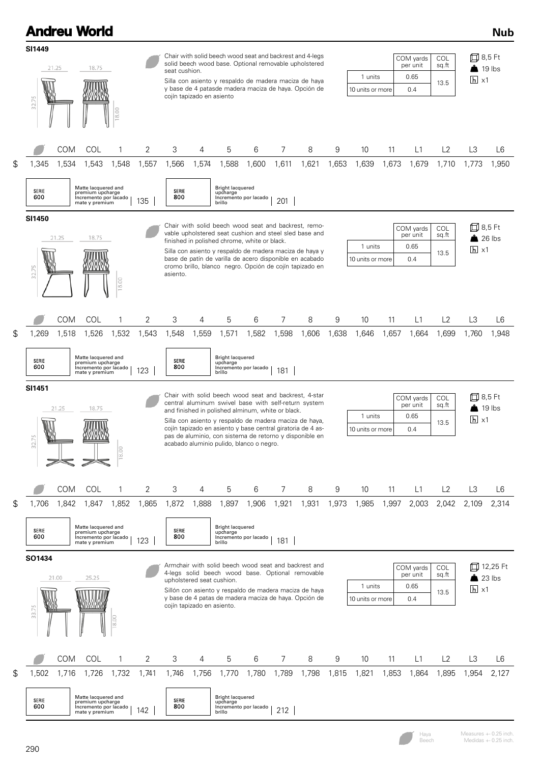# Andreu World

## Nub

### SI1449

21.25 | 18.75 | 32.75 | 18.00

Chair with solid beech wood seat and backrest and 4-legs solid beech wood base. Optional removable upholstered seat cushion.

Silla con asiento y respaldo de madera maciza de haya y base de 4 patasde madera maciza de haya. Opción de cojín tapizado en asiento

| | COM yards per unit | COL sq.ft |
|---|---|---|
| 1 units | 0.65 | 13.5 |
| 10 units or more | 0.4 | |

8,5 Ft · 19 lbs · x1

| | Beech | COM | COL | 1 | 2 | 3 | 4 | 5 | 6 | 7 | 8 | 9 | 10 | 11 | L1 | L2 | L3 | L6 |
|---|---|---|---|---|---|---|---|---|---|---|---|---|---|---|---|---|---|---|
| $ | 1,345 | 1,534 | 1,543 | 1,548 | 1,557 | 1,566 | 1,574 | 1,588 | 1,600 | 1,611 | 1,621 | 1,653 | 1,639 | 1,673 | 1,679 | 1,710 | 1,773 | 1,950 |

SERIE 600 — Matte lacquered and premium upcharge / Incremento por lacado mate y premium: 135

SERIE 800 — Bright lacquered upcharge / Incremento por lacado brillo: 201

### SI1450

21.25 | 18.75 | 32.75 | 18.00

Chair with solid beech wood seat and backrest, removable upholstered seat cushion and steel sled base and finished in polished chrome, white or black.

Silla con asiento y respaldo de madera maciza de haya y base de patín de varilla de acero disponible en acabado cromo brillo, blanco negro. Opción de cojín tapizado en asiento.

| | COM yards per unit | COL sq.ft |
|---|---|---|
| 1 units | 0.65 | 13.5 |
| 10 units or more | 0.4 | |

8,5 Ft · 26 lbs · x1

| | Beech | COM | COL | 1 | 2 | 3 | 4 | 5 | 6 | 7 | 8 | 9 | 10 | 11 | L1 | L2 | L3 | L6 |
|---|---|---|---|---|---|---|---|---|---|---|---|---|---|---|---|---|---|---|
| $ | 1,269 | 1,518 | 1,526 | 1,532 | 1,543 | 1,548 | 1,559 | 1,571 | 1,582 | 1,598 | 1,606 | 1,638 | 1,646 | 1,657 | 1,664 | 1,699 | 1,760 | 1,948 |

SERIE 600 — Matte lacquered and premium upcharge / Incremento por lacado mate y premium: 123

SERIE 800 — Bright lacquered upcharge / Incremento por lacado brillo: 181

### SI1451

21.25 | 18.75 | 32.75 | 18.00

Chair with solid beech wood seat and backrest, 4-star central aluminum swivel base with self-return system and finished in polished alminum, white or black.

Silla con asiento y respaldo de madera maciza de haya, cojín tapizado en asiento y base central giratoria de 4 aspas de aluminio, con sistema de retorno y disponible en acabado aluminio pulido, blanco o negro.

| | COM yards per unit | COL sq.ft |
|---|---|---|
| 1 units | 0.65 | 13.5 |
| 10 units or more | 0.4 | |

8,5 Ft · 19 lbs · x1

| | Beech | COM | COL | 1 | 2 | 3 | 4 | 5 | 6 | 7 | 8 | 9 | 10 | 11 | L1 | L2 | L3 | L6 |
|---|---|---|---|---|---|---|---|---|---|---|---|---|---|---|---|---|---|---|
| $ | 1,706 | 1,842 | 1,847 | 1,852 | 1,865 | 1,872 | 1,888 | 1,897 | 1,906 | 1,921 | 1,931 | 1,973 | 1,985 | 1,997 | 2,003 | 2,042 | 2,109 | 2,314 |

SERIE 600 — Matte lacquered and premium upcharge / Incremento por lacado mate y premium: 123

SERIE 800 — Bright lacquered upcharge / Incremento por lacado brillo: 181

### SO1434

21.00 | 25.25 | 33.75 | 18.00

Armchair with solid beech wood seat and backrest and 4-legs solid beech wood base. Optional removable upholstered seat cushion.

Sillón con asiento y respaldo de madera maciza de haya y base de 4 patas de madera maciza de haya. Opción de cojín tapizado en asiento.

| | COM yards per unit | COL sq.ft |
|---|---|---|
| 1 units | 0.65 | 13.5 |
| 10 units or more | 0.4 | |

12,25 Ft · 23 lbs · x1

| | Beech | COM | COL | 1 | 2 | 3 | 4 | 5 | 6 | 7 | 8 | 9 | 10 | 11 | L1 | L2 | L3 | L6 |
|---|---|---|---|---|---|---|---|---|---|---|---|---|---|---|---|---|---|---|
| $ | 1,502 | 1,716 | 1,726 | 1,732 | 1,741 | 1,746 | 1,756 | 1,770 | 1,780 | 1,789 | 1,798 | 1,815 | 1,821 | 1,853 | 1,864 | 1,895 | 1,954 | 2,127 |

SERIE 600 — Matte lacquered and premium upcharge / Incremento por lacado mate y premium: 142

SERIE 800 — Bright lacquered upcharge / Incremento por lacado brillo: 212

Haya / Beech

Measures +- 0.25 inch. / Medidas +- 0.25 inch.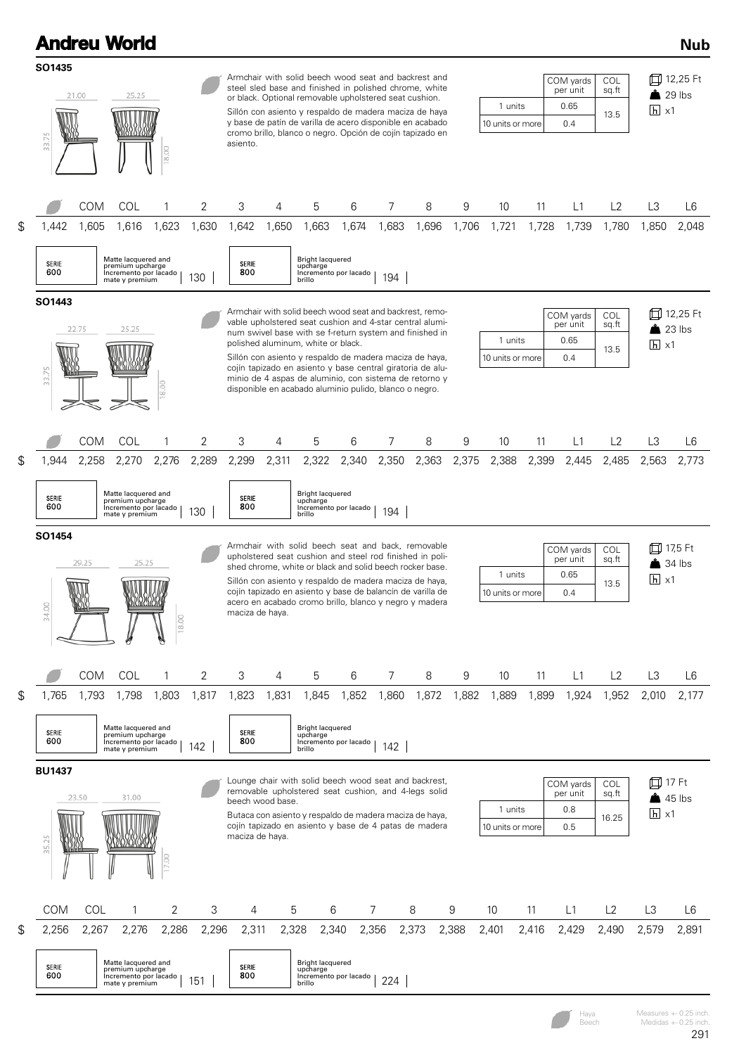## SO1435

Armchair with solid beech wood seat and backrest and steel sled base and finished in polished chrome, white or black. Optional removable upholstered seat cushion.

Sillón con asiento y respaldo de madera maciza de haya y base de patín de varilla de acero disponible en acabado cromo brillo, blanco o negro. Opción de cojín tapizado en asiento.

21.00 · 25.25 · 33.75 · 18.00

| | COM yards per unit | COL sq.ft |
|---|---|---|
| 1 units | 0.65 | 13.5 |
| 10 units or more | 0.4 | |

12,25 Ft · 29 lbs · x1

| | Haya | COM | COL | 1 | 2 | 3 | 4 | 5 | 6 | 7 | 8 | 9 | 10 | 11 | L1 | L2 | L3 | L6 |
|---|---|---|---|---|---|---|---|---|---|---|---|---|---|---|---|---|---|---|
| $ | 1,442 | 1,605 | 1,616 | 1,623 | 1,630 | 1,642 | 1,650 | 1,663 | 1,674 | 1,683 | 1,696 | 1,706 | 1,721 | 1,728 | 1,739 | 1,780 | 1,850 | 2,048 |

| SERIE 600 | Matte lacquered and premium upcharge / Incremento por lacado mate y premium | 130 | SERIE 800 | Bright lacquered upcharge / Incremento por lacado brillo | 194 |
|---|---|---|---|---|---|

## SO1443

Armchair with solid beech wood seat and backrest, removable upholstered seat cushion and 4-star central aluminum swivel base with se f-return system and finished in polished aluminum, white or black.

Sillón con asiento y respaldo de madera maciza de haya, cojín tapizado en asiento y base central giratoria de aluminio de 4 aspas de aluminio, con sistema de retorno y disponible en acabado aluminio pulido, blanco o negro.

22.75 · 25.25 · 33.75 · 18.00

| | COM yards per unit | COL sq.ft |
|---|---|---|
| 1 units | 0.65 | 13.5 |
| 10 units or more | 0.4 | |

12,25 Ft · 23 lbs · x1

| | Haya | COM | COL | 1 | 2 | 3 | 4 | 5 | 6 | 7 | 8 | 9 | 10 | 11 | L1 | L2 | L3 | L6 |
|---|---|---|---|---|---|---|---|---|---|---|---|---|---|---|---|---|---|---|
| $ | 1,944 | 2,258 | 2,270 | 2,276 | 2,289 | 2,299 | 2,311 | 2,322 | 2,340 | 2,350 | 2,363 | 2,375 | 2,388 | 2,399 | 2,445 | 2,485 | 2,563 | 2,773 |

| SERIE 600 | Matte lacquered and premium upcharge / Incremento por lacado mate y premium | 130 | SERIE 800 | Bright lacquered upcharge / Incremento por lacado brillo | 194 |
|---|---|---|---|---|---|

## SO1454

Armchair with solid beech seat and back, removable upholstered seat cushion and steel rod finished in polished chrome, white or black and solid beech rocker base.

Sillón con asiento y respaldo de madera maciza de haya, cojín tapizado en asiento y base de balancín de varilla de acero en acabado cromo brillo, blanco y negro y madera maciza de haya.

29.25 · 25.25 · 34.00 · 18.00

| | COM yards per unit | COL sq.ft |
|---|---|---|
| 1 units | 0.65 | 13.5 |
| 10 units or more | 0.4 | |

17,5 Ft · 34 lbs · x1

| | Haya | COM | COL | 1 | 2 | 3 | 4 | 5 | 6 | 7 | 8 | 9 | 10 | 11 | L1 | L2 | L3 | L6 |
|---|---|---|---|---|---|---|---|---|---|---|---|---|---|---|---|---|---|---|
| $ | 1,765 | 1,793 | 1,798 | 1,803 | 1,817 | 1,823 | 1,831 | 1,845 | 1,852 | 1,860 | 1,872 | 1,882 | 1,889 | 1,899 | 1,924 | 1,952 | 2,010 | 2,177 |

| SERIE 600 | Matte lacquered and premium upcharge / Incremento por lacado mate y premium | 142 | SERIE 800 | Bright lacquered upcharge / Incremento por lacado brillo | 142 |
|---|---|---|---|---|---|

## BU1437

Lounge chair with solid beech wood seat and backrest, removable upholstered seat cushion, and 4-legs solid beech wood base.

Butaca con asiento y respaldo de madera maciza de haya, cojín tapizado en asiento y base de 4 patas de madera maciza de haya.

23.50 · 31.00 · 35.25 · 17.00

| | COM yards per unit | COL sq.ft |
|---|---|---|
| 1 units | 0.8 | 16.25 |
| 10 units or more | 0.5 | |

17 Ft · 45 lbs · x1

| | COM | COL | 1 | 2 | 3 | 4 | 5 | 6 | 7 | 8 | 9 | 10 | 11 | L1 | L2 | L3 | L6 |
|---|---|---|---|---|---|---|---|---|---|---|---|---|---|---|---|---|---|
| $ | 2,256 | 2,267 | 2,276 | 2,286 | 2,296 | 2,311 | 2,328 | 2,340 | 2,356 | 2,373 | 2,388 | 2,401 | 2,416 | 2,429 | 2,490 | 2,579 | 2,891 |

| SERIE 600 | Matte lacquered and premium upcharge / Incremento por lacado mate y premium | 151 | SERIE 800 | Bright lacquered upcharge / Incremento por lacado brillo | 224 |
|---|---|---|---|---|---|

Haya / Beech

Measures +- 0.25 inch.
Medidas +- 0.25 inch.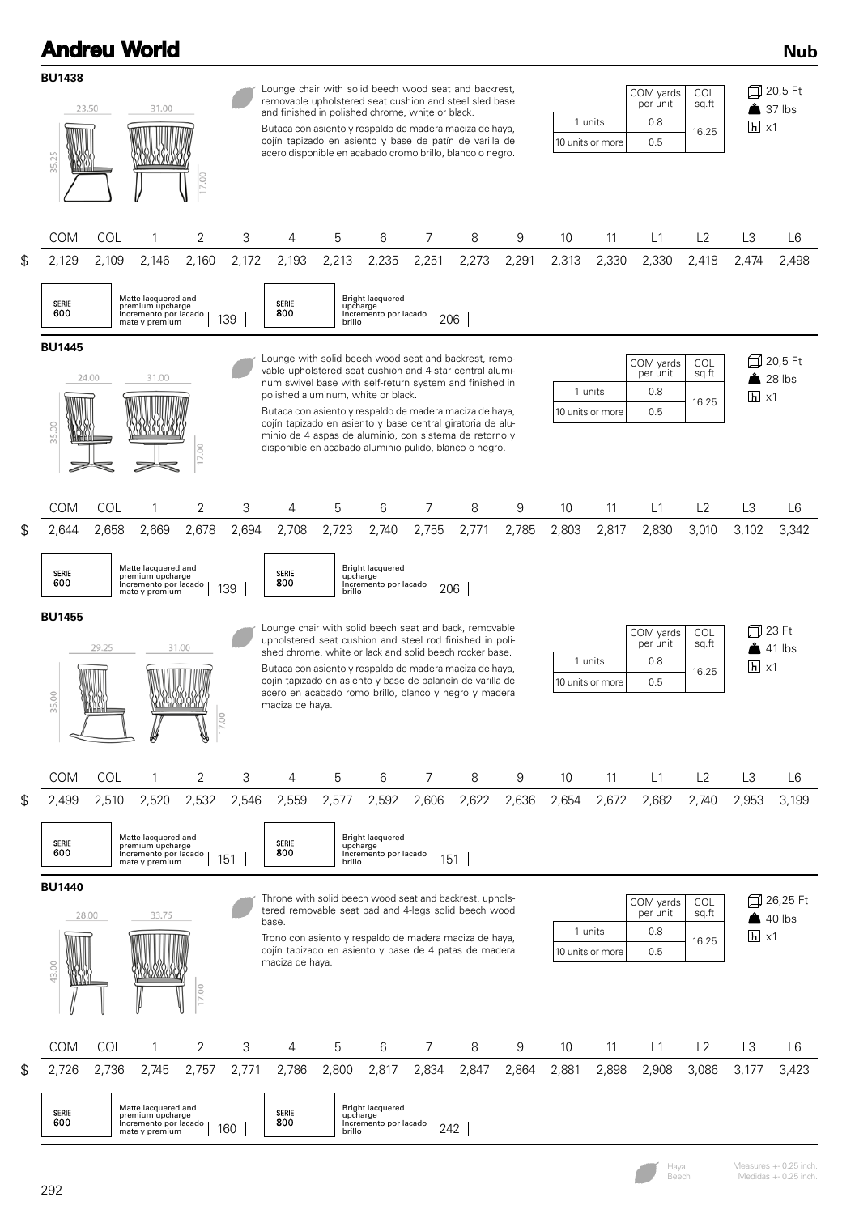## BU1438

23.50 31.00 35.25 17.00

Lounge chair with solid beech wood seat and backrest, removable upholstered seat cushion and steel sled base and finished in polished chrome, white or black.

Butaca con asiento y respaldo de madera maciza de haya, cojín tapizado en asiento y base de patín de varilla de acero disponible en acabado cromo brillo, blanco o negro.

| | COM yards per unit | COL sq.ft |
|---|---|---|
| 1 units | 0.8 | 16.25 |
| 10 units or more | 0.5 | |

20,5 Ft
37 lbs
x1

| | COM | COL | 1 | 2 | 3 | 4 | 5 | 6 | 7 | 8 | 9 | 10 | 11 | L1 | L2 | L3 | L6 |
|---|---|---|---|---|---|---|---|---|---|---|---|---|---|---|---|---|---|
| $ | 2,129 | 2,109 | 2,146 | 2,160 | 2,172 | 2,193 | 2,213 | 2,235 | 2,251 | 2,273 | 2,291 | 2,313 | 2,330 | 2,330 | 2,418 | 2,474 | 2,498 |

SERIE 600 — Matte lacquered and premium upcharge / Incremento por lacado mate y premium: 139

SERIE 800 — Bright lacquered upcharge / Incremento por lacado brillo: 206

## BU1445

24.00 31.00 35.00 17.00

Lounge with solid beech wood seat and backrest, removable upholstered seat cushion and 4-star central aluminum swivel base with self-return system and finished in polished aluminum, white or black.

Butaca con asiento y respaldo de madera maciza de haya, cojín tapizado en asiento y base central giratoria de aluminio de 4 aspas de aluminio, con sistema de retorno y disponible en acabado aluminio pulido, blanco o negro.

| | COM yards per unit | COL sq.ft |
|---|---|---|
| 1 units | 0.8 | 16.25 |
| 10 units or more | 0.5 | |

20,5 Ft
28 lbs
x1

| | COM | COL | 1 | 2 | 3 | 4 | 5 | 6 | 7 | 8 | 9 | 10 | 11 | L1 | L2 | L3 | L6 |
|---|---|---|---|---|---|---|---|---|---|---|---|---|---|---|---|---|---|
| $ | 2,644 | 2,658 | 2,669 | 2,678 | 2,694 | 2,708 | 2,723 | 2,740 | 2,755 | 2,771 | 2,785 | 2,803 | 2,817 | 2,830 | 3,010 | 3,102 | 3,342 |

SERIE 600 — Matte lacquered and premium upcharge / Incremento por lacado mate y premium: 139

SERIE 800 — Bright lacquered upcharge / Incremento por lacado brillo: 206

## BU1455

29.25 31.00 35.00 17.00

Lounge chair with solid beech seat and back, removable upholstered seat cushion and steel rod finished in polished chrome, white or lack and solid beech rocker base.

Butaca con asiento y respaldo de madera maciza de haya, cojín tapizado en asiento y base de balancín de varilla de acero en acabado romo brillo, blanco y negro y madera maciza de haya.

| | COM yards per unit | COL sq.ft |
|---|---|---|
| 1 units | 0.8 | 16.25 |
| 10 units or more | 0.5 | |

23 Ft
41 lbs
x1

| | COM | COL | 1 | 2 | 3 | 4 | 5 | 6 | 7 | 8 | 9 | 10 | 11 | L1 | L2 | L3 | L6 |
|---|---|---|---|---|---|---|---|---|---|---|---|---|---|---|---|---|---|
| $ | 2,499 | 2,510 | 2,520 | 2,532 | 2,546 | 2,559 | 2,577 | 2,592 | 2,606 | 2,622 | 2,636 | 2,654 | 2,672 | 2,682 | 2,740 | 2,953 | 3,199 |

SERIE 600 — Matte lacquered and premium upcharge / Incremento por lacado mate y premium: 151

SERIE 800 — Bright lacquered upcharge / Incremento por lacado brillo: 151

## BU1440

28.00 33.75 43.00 17.00

Throne with solid beech wood seat and backrest, upholstered removable seat pad and 4-legs solid beech wood base.

Trono con asiento y respaldo de madera maciza de haya, cojín tapizado en asiento y base de 4 patas de madera maciza de haya.

| | COM yards per unit | COL sq.ft |
|---|---|---|
| 1 units | 0.8 | 16.25 |
| 10 units or more | 0.5 | |

26,25 Ft
40 lbs
x1

| | COM | COL | 1 | 2 | 3 | 4 | 5 | 6 | 7 | 8 | 9 | 10 | 11 | L1 | L2 | L3 | L6 |
|---|---|---|---|---|---|---|---|---|---|---|---|---|---|---|---|---|---|
| $ | 2,726 | 2,736 | 2,745 | 2,757 | 2,771 | 2,786 | 2,800 | 2,817 | 2,834 | 2,847 | 2,864 | 2,881 | 2,898 | 2,908 | 3,086 | 3,177 | 3,423 |

SERIE 600 — Matte lacquered and premium upcharge / Incremento por lacado mate y premium: 160

SERIE 800 — Bright lacquered upcharge / Incremento por lacado brillo: 242

Haya / Beech

Measures +- 0.25 inch. / Medidas +- 0.25 inch.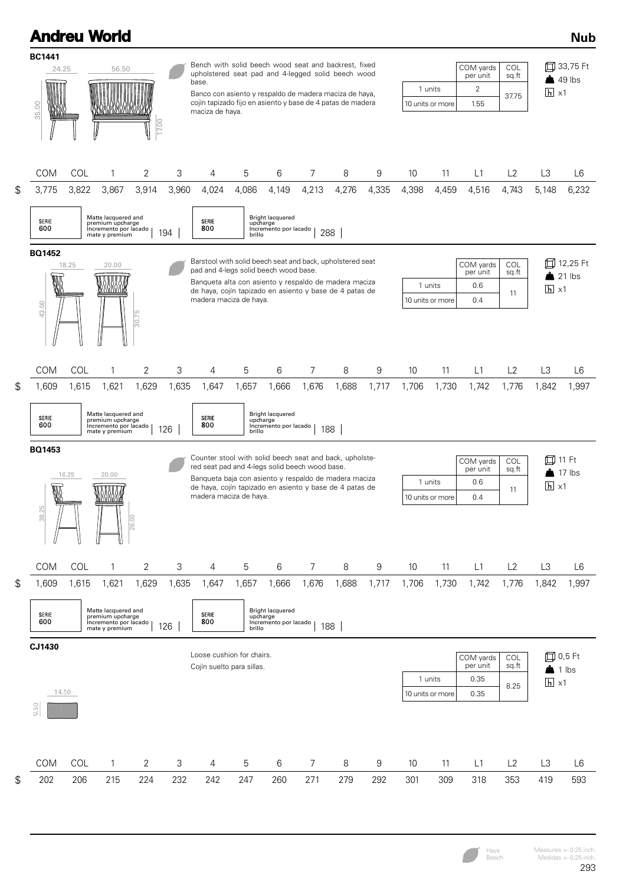# Andreu World

## Nub

### BC1441

24.25 — 56.50 — 35.00 — 17.00

Bench with solid beech wood seat and backrest, fixed upholstered seat pad and 4-legged solid beech wood base.

Banco con asiento y respaldo de madera maciza de haya, cojín tapizado fijo en asiento y base de 4 patas de madera maciza de haya.

| | COM yards per unit | COL sq.ft |
|---|---|---|
| 1 units | 2 | 37.75 |
| 10 units or more | 1.55 | |

33,75 Ft — 49 lbs — x1

| | COM | COL | 1 | 2 | 3 | 4 | 5 | 6 | 7 | 8 | 9 | 10 | 11 | L1 | L2 | L3 | L6 |
|---|---|---|---|---|---|---|---|---|---|---|---|---|---|---|---|---|---|
| $ | 3,775 | 3,822 | 3,867 | 3,914 | 3,960 | 4,024 | 4,086 | 4,149 | 4,213 | 4,276 | 4,335 | 4,398 | 4,459 | 4,516 | 4,743 | 5,148 | 6,232 |

SERIE 600 — Matte lacquered and premium upcharge / Incremento por lacado mate y premium — 194

SERIE 800 — Bright lacquered upcharge / Incremento por lacado brillo — 288

### BQ1452

18.25 — 20.00 — 43.00 — 30.75

Barstool with solid beech seat and back, upholstered seat pad and 4-legs solid beech wood base.

Banqueta alta con asiento y respaldo de madera maciza de haya, cojín tapizado en asiento y base de 4 patas de madera maciza de haya.

| | COM yards per unit | COL sq.ft |
|---|---|---|
| 1 units | 0.6 | 11 |
| 10 units or more | 0.4 | |

12,25 Ft — 21 lbs — x1

| | COM | COL | 1 | 2 | 3 | 4 | 5 | 6 | 7 | 8 | 9 | 10 | 11 | L1 | L2 | L3 | L6 |
|---|---|---|---|---|---|---|---|---|---|---|---|---|---|---|---|---|---|
| $ | 1,609 | 1,615 | 1,621 | 1,629 | 1,635 | 1,647 | 1,657 | 1,666 | 1,676 | 1,688 | 1,717 | 1,706 | 1,730 | 1,742 | 1,776 | 1,842 | 1,997 |

SERIE 600 — Matte lacquered and premium upcharge / Incremento por lacado mate y premium — 126

SERIE 800 — Bright lacquered upcharge / Incremento por lacado brillo — 188

### BQ1453

16.25 — 20.00 — 38.25 — 26.00

Counter stool with solid beech seat and back, upholstered seat pad and 4-legs solid beech wood base.

Banqueta baja con asiento y respaldo de madera maciza de haya, cojín tapizado en asiento y base de 4 patas de madera maciza de haya.

| | COM yards per unit | COL sq.ft |
|---|---|---|
| 1 units | 0.6 | 11 |
| 10 units or more | 0.4 | |

11 Ft — 17 lbs — x1

| | COM | COL | 1 | 2 | 3 | 4 | 5 | 6 | 7 | 8 | 9 | 10 | 11 | L1 | L2 | L3 | L6 |
|---|---|---|---|---|---|---|---|---|---|---|---|---|---|---|---|---|---|
| $ | 1,609 | 1,615 | 1,621 | 1,629 | 1,635 | 1,647 | 1,657 | 1,666 | 1,676 | 1,688 | 1,717 | 1,706 | 1,730 | 1,742 | 1,776 | 1,842 | 1,997 |

SERIE 600 — Matte lacquered and premium upcharge / Incremento por lacado mate y premium — 126

SERIE 800 — Bright lacquered upcharge / Incremento por lacado brillo — 188

### CJ1430

14.50 — 9.50

Loose cushion for chairs.

Cojín suelto para sillas.

| | COM yards per unit | COL sq.ft |
|---|---|---|
| 1 units | 0.35 | 8.25 |
| 10 units or more | 0.35 | |

0,5 Ft — 1 lbs — x1

| | COM | COL | 1 | 2 | 3 | 4 | 5 | 6 | 7 | 8 | 9 | 10 | 11 | L1 | L2 | L3 | L6 |
|---|---|---|---|---|---|---|---|---|---|---|---|---|---|---|---|---|---|
| $ | 202 | 206 | 215 | 224 | 232 | 242 | 247 | 260 | 271 | 279 | 292 | 301 | 309 | 318 | 353 | 419 | 593 |

Haya / Beech

Measures +- 0.25 inch. Medidas +- 0.25 inch.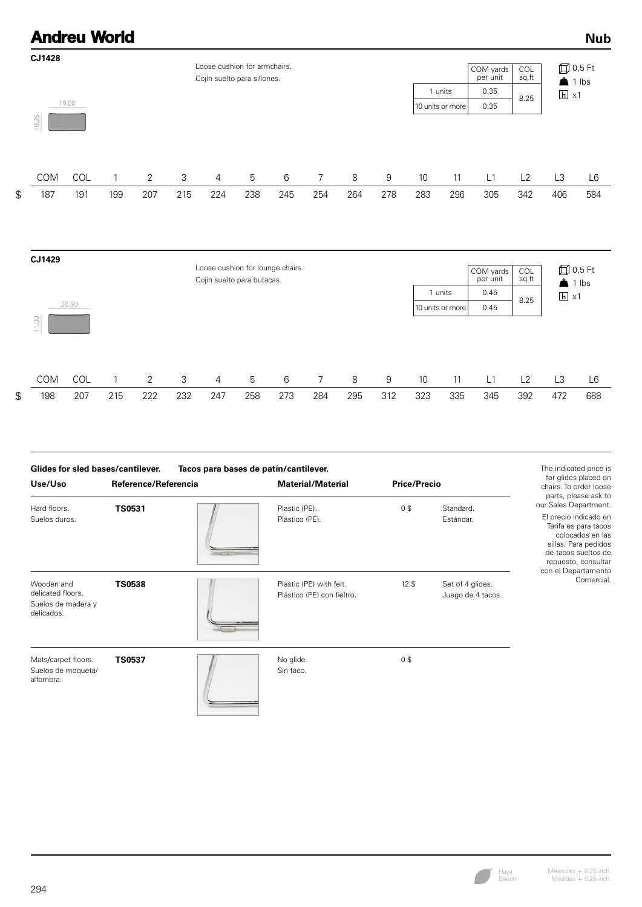## CJ1428

Loose cushion for armchairs.
Cojín suelto para sillones.

19.00
10.25

| | COM yards per unit | COL sq.ft |
|---|---|---|
| 1 units | 0.35 | 8.25 |
| 10 units or more | 0.35 | |

0,5 Ft
1 lbs
x1

| | COM | COL | 1 | 2 | 3 | 4 | 5 | 6 | 7 | 8 | 9 | 10 | 11 | L1 | L2 | L3 | L6 |
|---|---|---|---|---|---|---|---|---|---|---|---|---|---|---|---|---|---|
| $ | 187 | 191 | 199 | 207 | 215 | 224 | 238 | 245 | 254 | 264 | 278 | 283 | 296 | 305 | 342 | 406 | 584 |

## CJ1429

Loose cushion for lounge chairs.
Cojín suelto para butacas.

20.50
11.00

| | COM yards per unit | COL sq.ft |
|---|---|---|
| 1 units | 0.45 | 8.25 |
| 10 units or more | 0.45 | |

0,5 Ft
1 lbs
x1

| | COM | COL | 1 | 2 | 3 | 4 | 5 | 6 | 7 | 8 | 9 | 10 | 11 | L1 | L2 | L3 | L6 |
|---|---|---|---|---|---|---|---|---|---|---|---|---|---|---|---|---|---|
| $ | 198 | 207 | 215 | 222 | 232 | 247 | 258 | 273 | 284 | 295 | 312 | 323 | 335 | 345 | 392 | 472 | 688 |

**Glides for sled bases/cantilever. Tacos para bases de patín/cantilever.**

| Use/Uso | Reference/Referencia | Material/Material | Price/Precio | |
|---|---|---|---|---|
| Hard floors. Suelos duros. | **TS0531** | Plastic (PE). Plástico (PE). | 0 $ | Standard. Estándar. |
| Wooden and delicated floors. Suelos de madera y delicados. | **TS0538** | Plastic (PE) with felt. Plástico (PE) con fieltro. | 12 $ | Set of 4 glides. Juego de 4 tacos. |
| Mats/carpet floors. Suelos de moqueta/ alfombra. | **TS0537** | No glide. Sin taco. | 0 $ | |

The indicated price is for glides placed on chairs. To order loose parts, please ask to our Sales Department.

El precio indicado en Tarifa es para tacos colocados en las sillas. Para pedidos de tacos sueltos de repuesto, consultar con el Departamento Comercial.

Haya
Beech

Measures +- 0.25 inch.
Medidas +- 0.25 inch.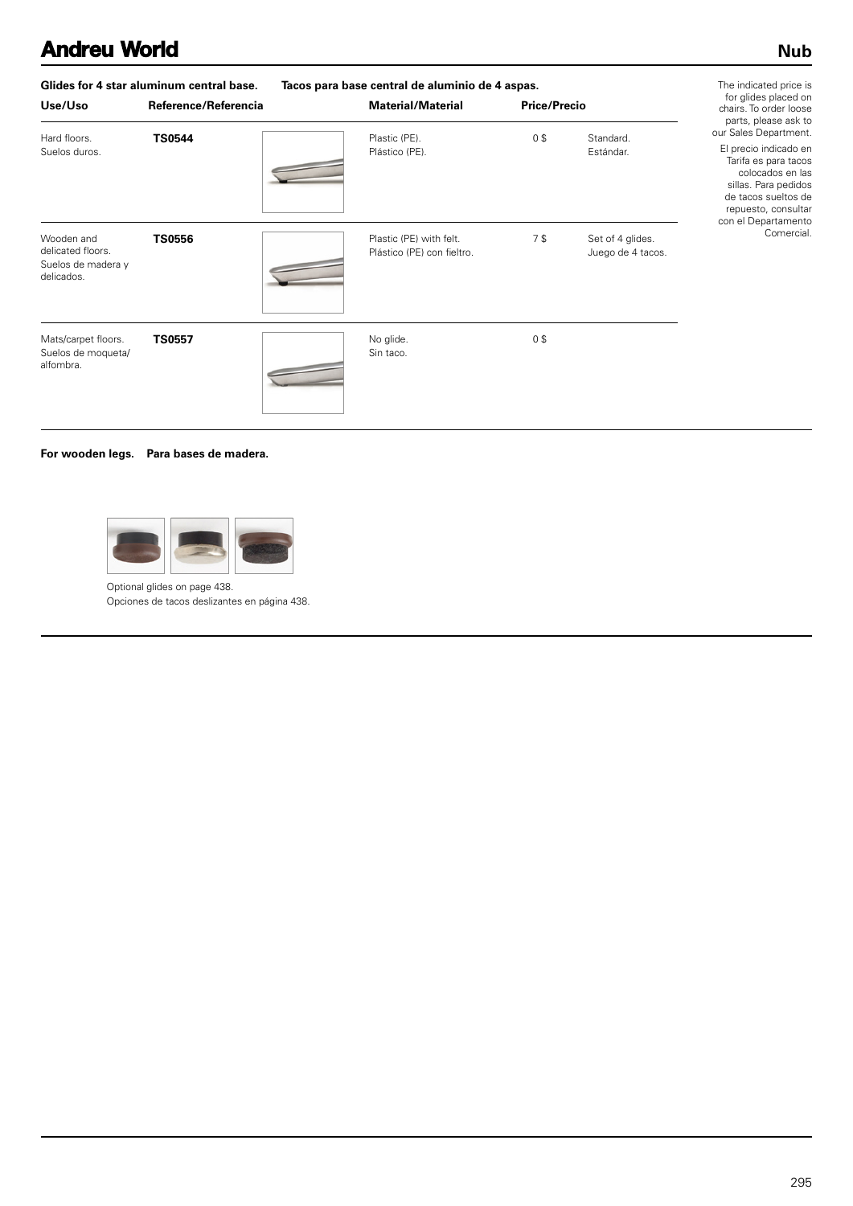**Glides for 4 star aluminum central base.** **Tacos para base central de aluminio de 4 aspas.**

| Use/Uso | Reference/Referencia | | Material/Material | Price/Precio | |
|---|---|---|---|---|---|
| Hard floors. Suelos duros. | **TS0544** | | Plastic (PE). Plástico (PE). | 0 $ | Standard. Estándar. |
| Wooden and delicated floors. Suelos de madera y delicados. | **TS0556** | | Plastic (PE) with felt. Plástico (PE) con fieltro. | 7 $ | Set of 4 glides. Juego de 4 tacos. |
| Mats/carpet floors. Suelos de moqueta/ alfombra. | **TS0557** | | No glide. Sin taco. | 0 $ | |

The indicated price is for glides placed on chairs. To order loose parts, please ask to our Sales Department.

El precio indicado en Tarifa es para tacos colocados en las sillas. Para pedidos de tacos sueltos de repuesto, consultar con el Departamento Comercial.

**For wooden legs.** **Para bases de madera.**

Optional glides on page 438.
Opciones de tacos deslizantes en página 438.